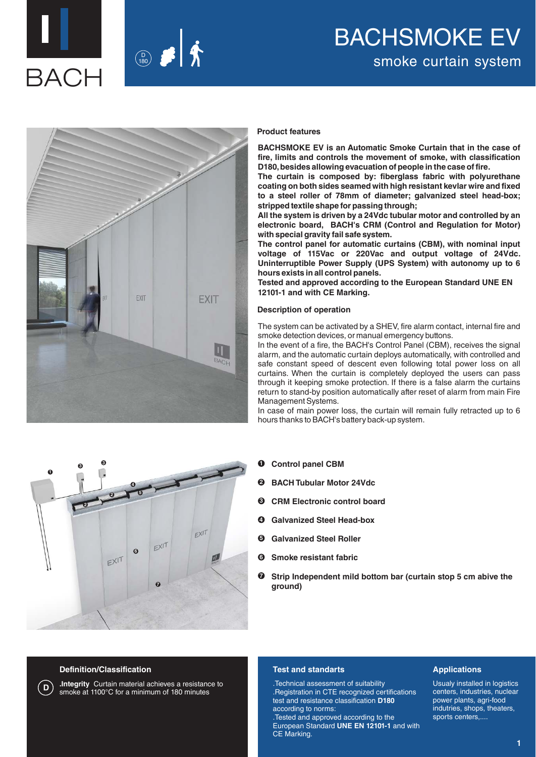# BACHSMOKE EV

## smoke curtain system

### Product features

**BACHSMOKE EV is an Automatic Smoke Curtain that in the case of fire, limits and controls the movement of smoke, with classification D180, besides allowing evacuation of people in the case of fire.**
**The curtain is composed by: fiberglass fabric with polyurethane coating on both sides seamed with high resistant kevlar wire and fixed to a steel roller of 78mm of diameter; galvanized steel head-box; stripped textile shape for passing through;**
**All the system is driven by a 24Vdc tubular motor and controlled by an electronic board, BACH's CRM (Control and Regulation for Motor) with special gravity fail safe system.**
**The control panel for automatic curtains (CBM), with nominal input voltage of 115Vac or 220Vac and output voltage of 24Vdc. Uninterruptible Power Supply (UPS System) with autonomy up to 6 hours exists in all control panels.**
**Tested and approved according to the European Standard UNE EN 12101-1 and with CE Marking.**

### Description of operation

The system can be activated by a SHEV, fire alarm contact, internal fire and smoke detection devices, or manual emergency buttons.
In the event of a fire, the BACH's Control Panel (CBM), receives the signal alarm, and the automatic curtain deploys automatically, with controlled and safe constant speed of descent even following total power loss on all curtains. When the curtain is completely deployed the users can pass through it keeping smoke protection. If there is a false alarm the curtains return to stand-by position automatically after reset of alarm from main Fire Management Systems.
In case of main power loss, the curtain will remain fully retracted up to 6 hours thanks to BACH's battery back-up system.

1. **Control panel CBM**
2. **BACH Tubular Motor 24Vdc**
3. **CRM Electronic control board**
4. **Galvanized Steel Head-box**
5. **Galvanized Steel Roller**
6. **Smoke resistant fabric**
7. **Strip Independent mild bottom bar (curtain stop 5 cm abive the ground)**

### Definition/Classification

D **.Integrity** Curtain material achieves a resistance to smoke at 1100°C for a minimum of 180 minutes

### Test and standards

.Technical assessment of suitability
.Registration in CTE recognized certifications test and resistance classification **D180** according to norms:
.Tested and approved according to the European Standard **UNE EN 12101-1** and with CE Marking.

### Applications

Usualy installed in logistics centers, industries, nuclear power plants, agri-food indutries, shops, theaters, sports centers,....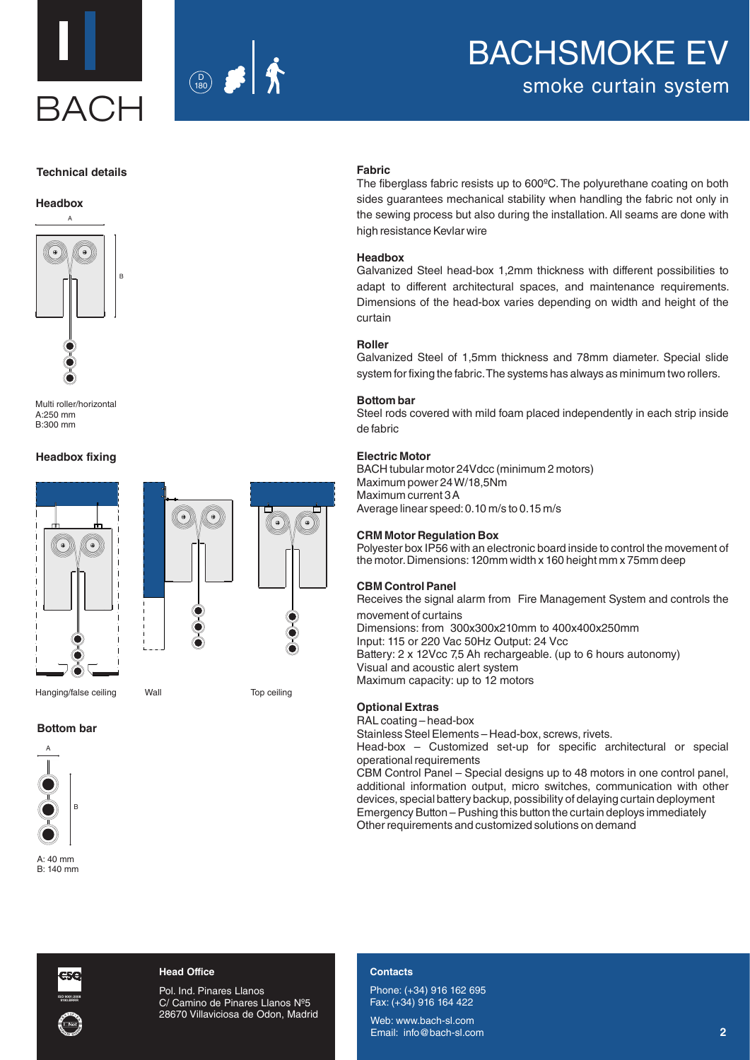# BACHSMOKE EV

smoke curtain system

## Technical details

### Headbox

A

B

Multi roller/horizontal
A:250 mm
B:300 mm

### Headbox fixing

Hanging/false ceiling

Wall

Top ceiling

### Bottom bar

A

B

A: 40 mm
B: 140 mm

### Fabric

The fiberglass fabric resists up to 600ºC. The polyurethane coating on both sides guarantees mechanical stability when handling the fabric not only in the sewing process but also during the installation. All seams are done with high resistance Kevlar wire

### Headbox

Galvanized Steel head-box 1,2mm thickness with different possibilities to adapt to different architectural spaces, and maintenance requirements. Dimensions of the head-box varies depending on width and height of the curtain

### Roller

Galvanized Steel of 1,5mm thickness and 78mm diameter. Special slide system for fixing the fabric. The systems has always as minimum two rollers.

### Bottom bar

Steel rods covered with mild foam placed independently in each strip inside de fabric

### Electric Motor

BACH tubular motor 24Vdcc (minimum 2 motors)
Maximum power 24 W/18,5Nm
Maximum current 3 A
Average linear speed: 0.10 m/s to 0.15 m/s

### CRM Motor Regulation Box

Polyester box IP56 with an electronic board inside to control the movement of the motor. Dimensions: 120mm width x 160 height mm x 75mm deep

### CBM Control Panel

Receives the signal alarm from Fire Management System and controls the movement of curtains
Dimensions: from 300x300x210mm to 400x400x250mm
Input: 115 or 220 Vac 50Hz Output: 24 Vcc
Battery: 2 x 12Vcc 7,5 Ah rechargeable. (up to 6 hours autonomy)
Visual and acoustic alert system
Maximum capacity: up to 12 motors

### Optional Extras

RAL coating – head-box
Stainless Steel Elements – Head-box, screws, rivets.
Head-box – Customized set-up for specific architectural or special operational requirements
CBM Control Panel – Special designs up to 48 motors in one control panel, additional information output, micro switches, communication with other devices, special battery backup, possibility of delaying curtain deployment
Emergency Button – Pushing this button the curtain deploys immediately
Other requirements and customized solutions on demand

**Head Office**

Pol. Ind. Pinares Llanos
C/ Camino de Pinares Llanos Nº5
28670 Villaviciosa de Odon, Madrid

**Contacts**

Phone: (+34) 916 162 695
Fax: (+34) 916 164 422

Web: www.bach-sl.com
Email: info@bach-sl.com